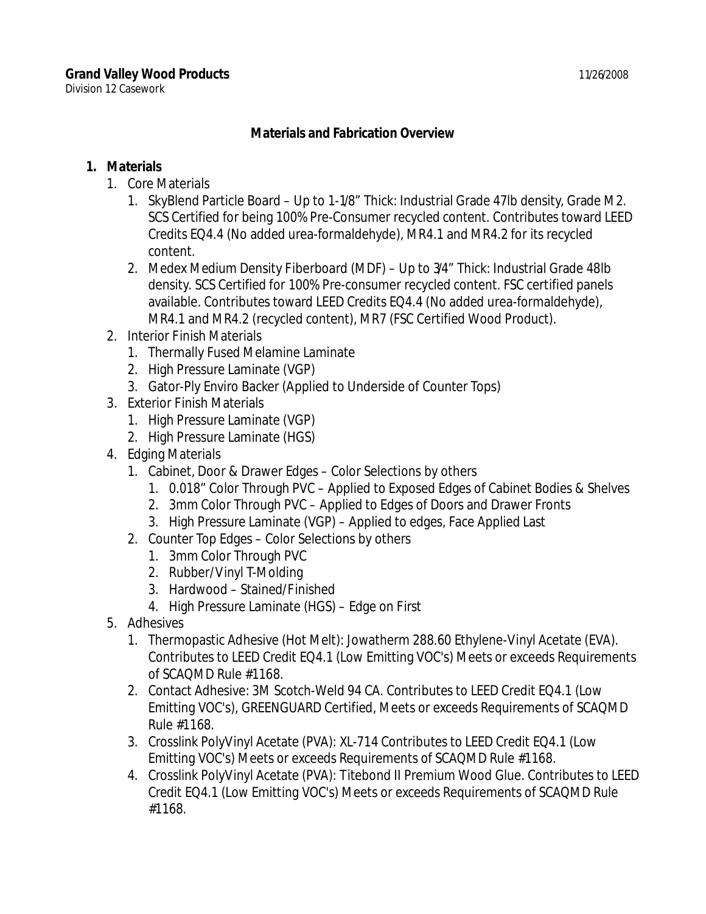**Grand Valley Wood Products** 11/26/2008
Division 12 Casework

**Materials and Fabrication Overview**

1. **Materials**
   1. Core Materials
      1. SkyBlend Particle Board – Up to 1-1/8" Thick: Industrial Grade 47lb density, Grade M2. SCS Certified for being 100% Pre-Consumer recycled content. Contributes toward LEED Credits EQ4.4 (No added urea-formaldehyde), MR4.1 and MR4.2 for its recycled content.
      2. Medex Medium Density Fiberboard (MDF) – Up to 3⁄4" Thick: Industrial Grade 48lb density. SCS Certified for 100% Pre-consumer recycled content. FSC certified panels available. Contributes toward LEED Credits EQ4.4 (No added urea-formaldehyde), MR4.1 and MR4.2 (recycled content), MR7 (FSC Certified Wood Product).
   2. Interior Finish Materials
      1. Thermally Fused Melamine Laminate
      2. High Pressure Laminate (VGP)
      3. Gator-Ply Enviro Backer (Applied to Underside of Counter Tops)
   3. Exterior Finish Materials
      1. High Pressure Laminate (VGP)
      2. High Pressure Laminate (HGS)
   4. Edging Materials
      1. Cabinet, Door & Drawer Edges – Color Selections by others
         1. 0.018" Color Through PVC – Applied to Exposed Edges of Cabinet Bodies & Shelves
         2. 3mm Color Through PVC – Applied to Edges of Doors and Drawer Fronts
         3. High Pressure Laminate (VGP) – Applied to edges, Face Applied Last
      2. Counter Top Edges – Color Selections by others
         1. 3mm Color Through PVC
         2. Rubber/Vinyl T-Molding
         3. Hardwood – Stained/Finished
         4. High Pressure Laminate (HGS) – Edge on First
   5. Adhesives
      1. Thermopastic Adhesive (Hot Melt): Jowatherm 288.60 Ethylene-Vinyl Acetate (EVA). Contributes to LEED Credit EQ4.1 (Low Emitting VOC's) Meets or exceeds Requirements of SCAQMD Rule #1168.
      2. Contact Adhesive: 3M Scotch-Weld 94 CA. Contributes to LEED Credit EQ4.1 (Low Emitting VOC's), GREENGUARD Certified, Meets or exceeds Requirements of SCAQMD Rule #1168.
      3. Crosslink PolyVinyl Acetate (PVA): XL-714 Contributes to LEED Credit EQ4.1 (Low Emitting VOC's) Meets or exceeds Requirements of SCAQMD Rule #1168.
      4. Crosslink PolyVinyl Acetate (PVA): Titebond II Premium Wood Glue. Contributes to LEED Credit EQ4.1 (Low Emitting VOC's) Meets or exceeds Requirements of SCAQMD Rule #1168.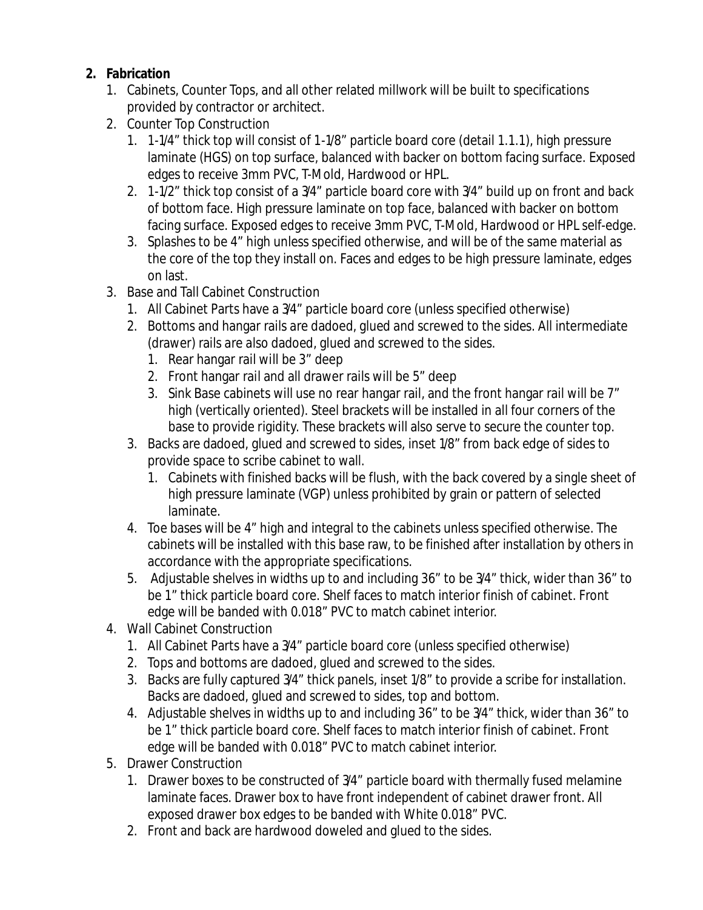2. **Fabrication**
    1. Cabinets, Counter Tops, and all other related millwork will be built to specifications provided by contractor or architect.
    2. Counter Top Construction
        1. 1-1/4" thick top will consist of 1-1/8" particle board core (detail 1.1.1), high pressure laminate (HGS) on top surface, balanced with backer on bottom facing surface. Exposed edges to receive 3mm PVC, T-Mold, Hardwood or HPL.
        2. 1-1/2" thick top consist of a 3/4" particle board core with 3/4" build up on front and back of bottom face. High pressure laminate on top face, balanced with backer on bottom facing surface. Exposed edges to receive 3mm PVC, T-Mold, Hardwood or HPL self-edge.
        3. Splashes to be 4" high unless specified otherwise, and will be of the same material as the core of the top they install on. Faces and edges to be high pressure laminate, edges on last.
    3. Base and Tall Cabinet Construction
        1. All Cabinet Parts have a 3/4" particle board core (unless specified otherwise)
        2. Bottoms and hangar rails are dadoed, glued and screwed to the sides. All intermediate (drawer) rails are also dadoed, glued and screwed to the sides.
            1. Rear hangar rail will be 3" deep
            2. Front hangar rail and all drawer rails will be 5" deep
            3. Sink Base cabinets will use no rear hangar rail, and the front hangar rail will be 7" high (vertically oriented). Steel brackets will be installed in all four corners of the base to provide rigidity. These brackets will also serve to secure the counter top.
        3. Backs are dadoed, glued and screwed to sides, inset 1/8" from back edge of sides to provide space to scribe cabinet to wall.
            1. Cabinets with finished backs will be flush, with the back covered by a single sheet of high pressure laminate (VGP) unless prohibited by grain or pattern of selected laminate.
        4. Toe bases will be 4" high and integral to the cabinets unless specified otherwise. The cabinets will be installed with this base raw, to be finished after installation by others in accordance with the appropriate specifications.
        5. Adjustable shelves in widths up to and including 36" to be 3/4" thick, wider than 36" to be 1" thick particle board core. Shelf faces to match interior finish of cabinet. Front edge will be banded with 0.018" PVC to match cabinet interior.
    4. Wall Cabinet Construction
        1. All Cabinet Parts have a 3/4" particle board core (unless specified otherwise)
        2. Tops and bottoms are dadoed, glued and screwed to the sides.
        3. Backs are fully captured 3/4" thick panels, inset 1/8" to provide a scribe for installation. Backs are dadoed, glued and screwed to sides, top and bottom.
        4. Adjustable shelves in widths up to and including 36" to be 3/4" thick, wider than 36" to be 1" thick particle board core. Shelf faces to match interior finish of cabinet. Front edge will be banded with 0.018" PVC to match cabinet interior.
    5. Drawer Construction
        1. Drawer boxes to be constructed of 3/4" particle board with thermally fused melamine laminate faces. Drawer box to have front independent of cabinet drawer front. All exposed drawer box edges to be banded with White 0.018" PVC.
        2. Front and back are hardwood doweled and glued to the sides.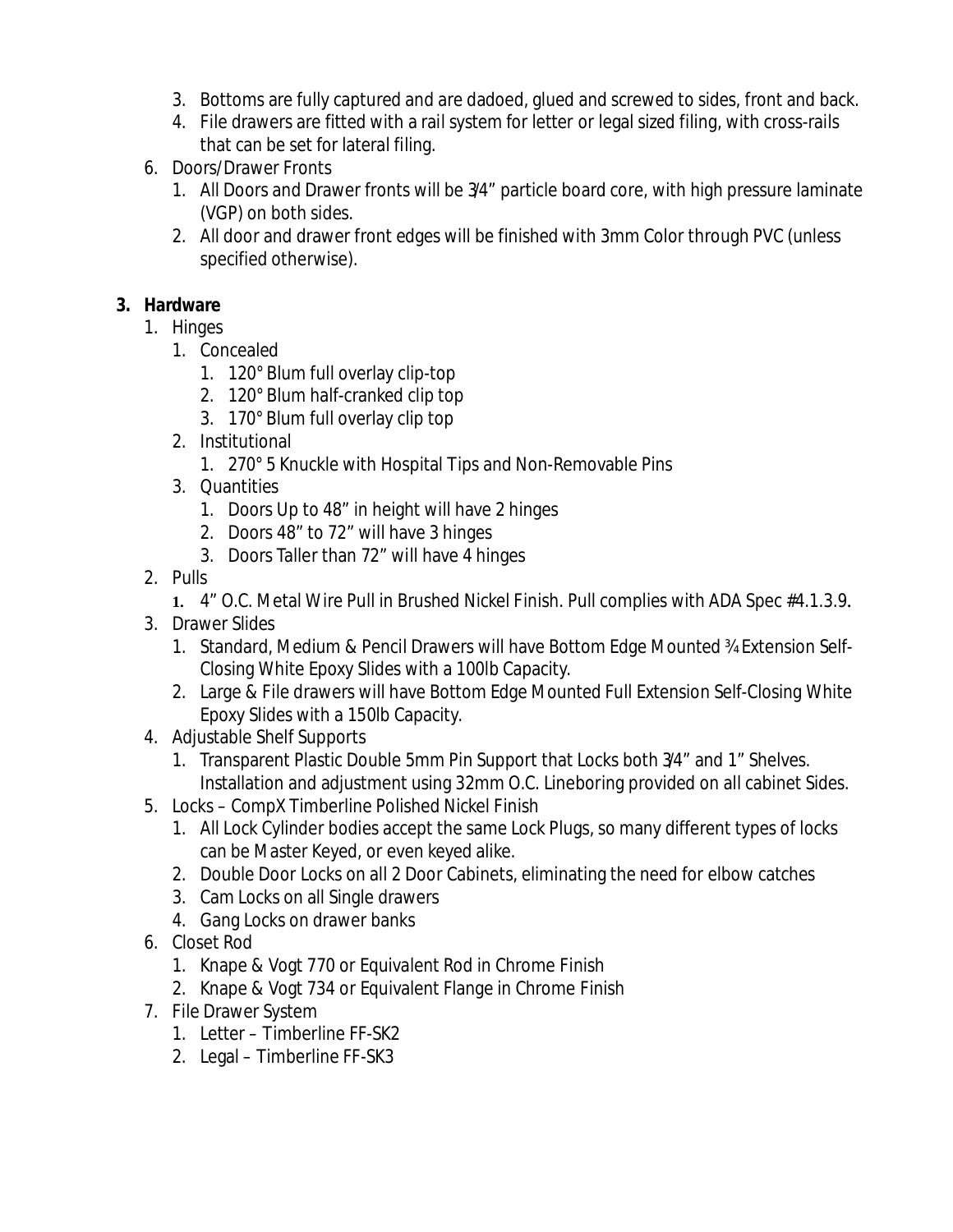3. Bottoms are fully captured and are dadoed, glued and screwed to sides, front and back.
4. File drawers are fitted with a rail system for letter or legal sized filing, with cross-rails that can be set for lateral filing.

6. Doors/Drawer Fronts
    1. All Doors and Drawer fronts will be 3⁄4" particle board core, with high pressure laminate (VGP) on both sides.
    2. All door and drawer front edges will be finished with 3mm Color through PVC (unless specified otherwise).

**3. Hardware**

1. Hinges
    1. Concealed
        1. 120° Blum full overlay clip-top
        2. 120° Blum half-cranked clip top
        3. 170° Blum full overlay clip top
    2. Institutional
        1. 270° 5 Knuckle with Hospital Tips and Non-Removable Pins
    3. Quantities
        1. Doors Up to 48" in height will have 2 hinges
        2. Doors 48" to 72" will have 3 hinges
        3. Doors Taller than 72" will have 4 hinges
2. Pulls
    1. 4" O.C. Metal Wire Pull in Brushed Nickel Finish. Pull complies with ADA Spec #4.1.3.9.
3. Drawer Slides
    1. Standard, Medium & Pencil Drawers will have Bottom Edge Mounted ¾ Extension Self-Closing White Epoxy Slides with a 100lb Capacity.
    2. Large & File drawers will have Bottom Edge Mounted Full Extension Self-Closing White Epoxy Slides with a 150lb Capacity.
4. Adjustable Shelf Supports
    1. Transparent Plastic Double 5mm Pin Support that Locks both 3⁄4" and 1" Shelves. Installation and adjustment using 32mm O.C. Lineboring provided on all cabinet Sides.
5. Locks – CompX Timberline Polished Nickel Finish
    1. All Lock Cylinder bodies accept the same Lock Plugs, so many different types of locks can be Master Keyed, or even keyed alike.
    2. Double Door Locks on all 2 Door Cabinets, eliminating the need for elbow catches
    3. Cam Locks on all Single drawers
    4. Gang Locks on drawer banks
6. Closet Rod
    1. Knape & Vogt 770 or Equivalent Rod in Chrome Finish
    2. Knape & Vogt 734 or Equivalent Flange in Chrome Finish
7. File Drawer System
    1. Letter – Timberline FF-SK2
    2. Legal – Timberline FF-SK3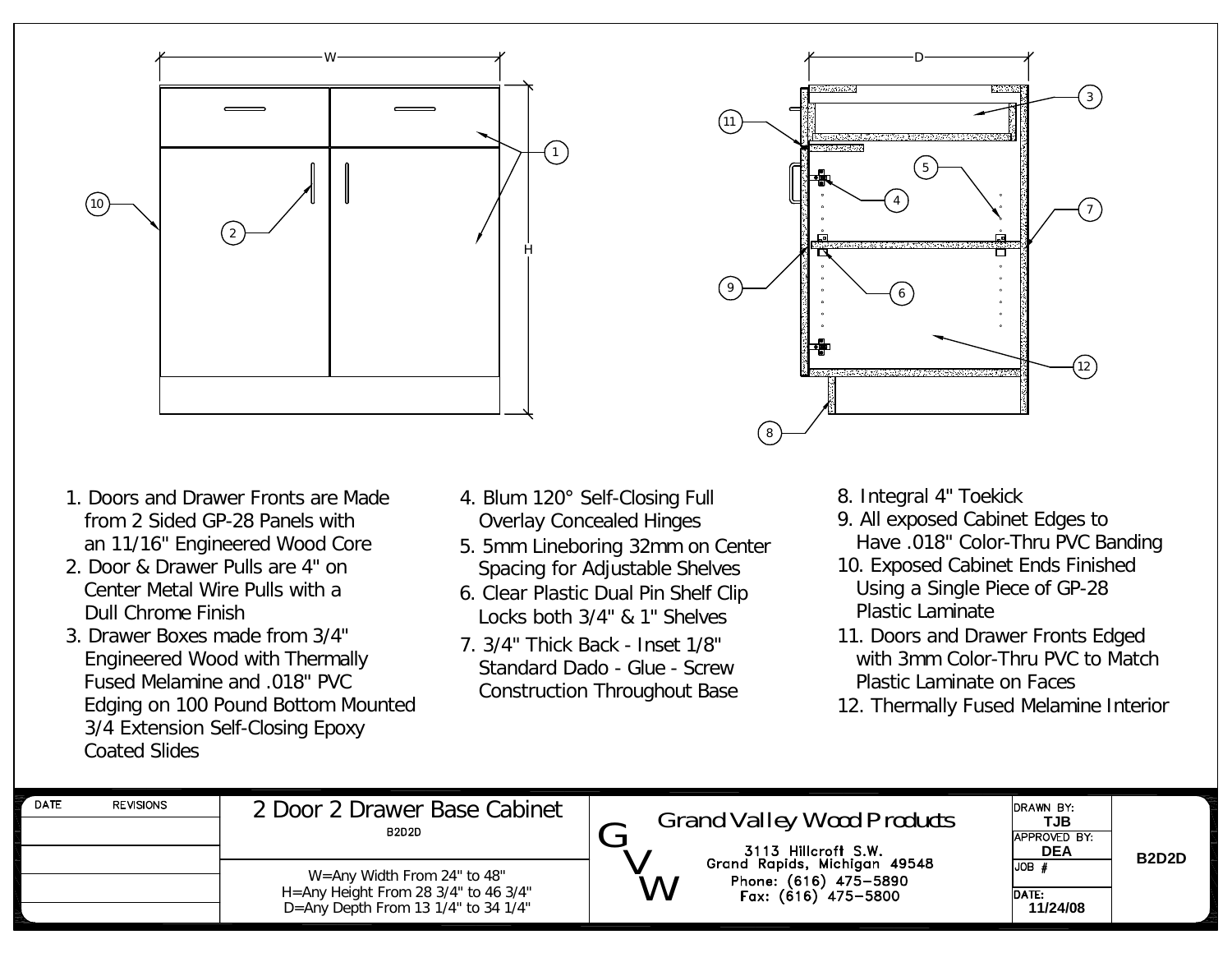W

H

D

1. Doors and Drawer Fronts are Made from 2 Sided GP-28 Panels with an 11/16" Engineered Wood Core
2. Door & Drawer Pulls are 4" on Center Metal Wire Pulls with a Dull Chrome Finish
3. Drawer Boxes made from 3/4" Engineered Wood with Thermally Fused Melamine and .018" PVC Edging on 100 Pound Bottom Mounted 3/4 Extension Self-Closing Epoxy Coated Slides
4. Blum 120° Self-Closing Full Overlay Concealed Hinges
5. 5mm Lineboring 32mm on Center Spacing for Adjustable Shelves
6. Clear Plastic Dual Pin Shelf Clip Locks both 3/4" & 1" Shelves
7. 3/4" Thick Back - Inset 1/8" Standard Dado - Glue - Screw Construction Throughout Base
8. Integral 4" Toekick
9. All exposed Cabinet Edges to Have .018" Color-Thru PVC Banding
10. Exposed Cabinet Ends Finished Using a Single Piece of GP-28 Plastic Laminate
11. Doors and Drawer Fronts Edged with 3mm Color-Thru PVC to Match Plastic Laminate on Faces
12. Thermally Fused Melamine Interior

| DATE | REVISIONS | 2 Door 2 Drawer Base Cabinet<br>B2D2D | Grand Valley Wood Products | DRAWN BY: TJB | B2D2D |
|---|---|---|---|---|---|
| | | | 3113 Hillcroft S.W.<br>Grand Rapids, Michigan 49548 | APPROVED BY: DEA | |
| | | W=Any Width From 24" to 48"<br>H=Any Height From 28 3/4" to 46 3/4"<br>D=Any Depth From 13 1/4" to 34 1/4" | Phone: (616) 475-5890<br>Fax: (616) 475-5800 | JOB # | |
| | | | | DATE: 11/24/08 | |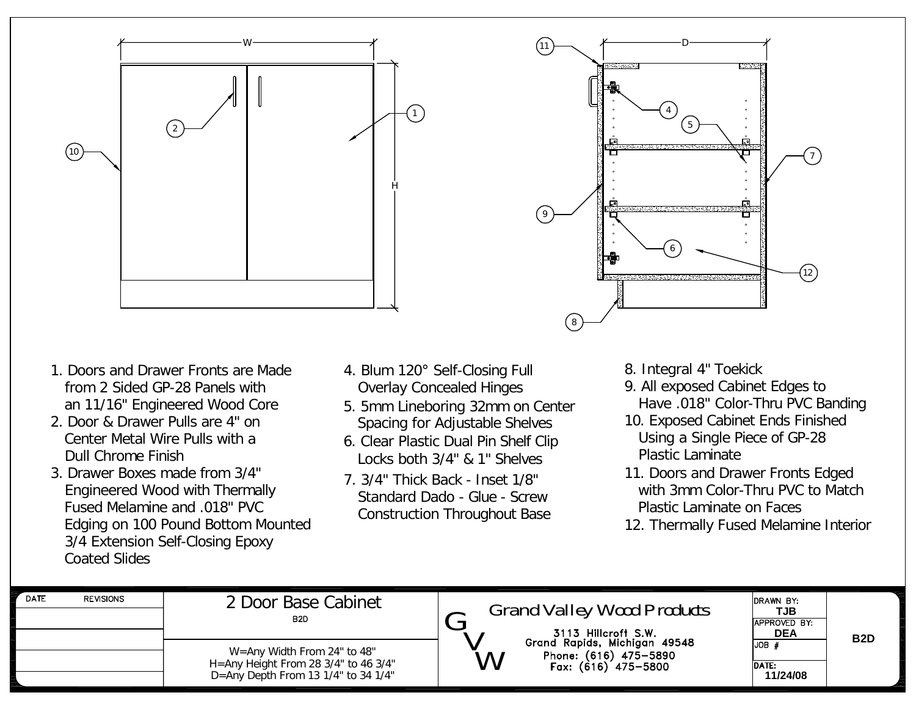W

H

D

1. Doors and Drawer Fronts are Made from 2 Sided GP-28 Panels with an 11/16" Engineered Wood Core
2. Door & Drawer Pulls are 4" on Center Metal Wire Pulls with a Dull Chrome Finish
3. Drawer Boxes made from 3/4" Engineered Wood with Thermally Fused Melamine and .018" PVC Edging on 100 Pound Bottom Mounted 3/4 Extension Self-Closing Epoxy Coated Slides
4. Blum 120° Self-Closing Full Overlay Concealed Hinges
5. 5mm Lineboring 32mm on Center Spacing for Adjustable Shelves
6. Clear Plastic Dual Pin Shelf Clip Locks both 3/4" & 1" Shelves
7. 3/4" Thick Back - Inset 1/8" Standard Dado - Glue - Screw Construction Throughout Base
8. Integral 4" Toekick
9. All exposed Cabinet Edges to Have .018" Color-Thru PVC Banding
10. Exposed Cabinet Ends Finished Using a Single Piece of GP-28 Plastic Laminate
11. Doors and Drawer Fronts Edged with 3mm Color-Thru PVC to Match Plastic Laminate on Faces
12. Thermally Fused Melamine Interior

| DATE | REVISIONS | 2 Door Base Cabinet<br>B2D | Grand Valley Wood Products | DRAWN BY: TJB | B2D |
|---|---|---|---|---|---|
| | | W=Any Width From 24" to 48"<br>H=Any Height From 28 3/4" to 46 3/4"<br>D=Any Depth From 13 1/4" to 34 1/4" | GVW<br>3113 Hillcroft S.W.<br>Grand Rapids, Michigan 49548<br>Phone: (616) 475-5890<br>Fax: (616) 475-5800 | APPROVED BY: DEA<br>JOB #<br>DATE: 11/24/08 | |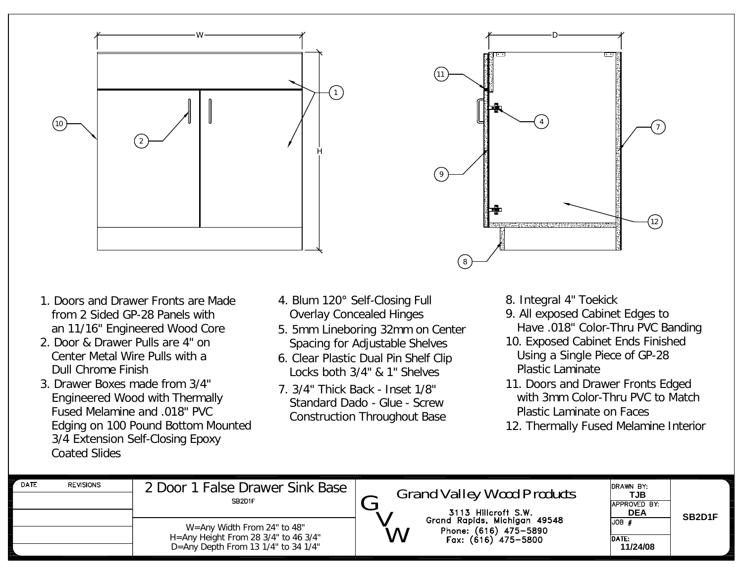1. Doors and Drawer Fronts are Made from 2 Sided GP-28 Panels with an 11/16" Engineered Wood Core
2. Door & Drawer Pulls are 4" on Center Metal Wire Pulls with a Dull Chrome Finish
3. Drawer Boxes made from 3/4" Engineered Wood with Thermally Fused Melamine and .018" PVC Edging on 100 Pound Bottom Mounted 3/4 Extension Self-Closing Epoxy Coated Slides
4. Blum 120° Self-Closing Full Overlay Concealed Hinges
5. 5mm Lineboring 32mm on Center Spacing for Adjustable Shelves
6. Clear Plastic Dual Pin Shelf Clip Locks both 3/4" & 1" Shelves
7. 3/4" Thick Back - Inset 1/8" Standard Dado - Glue - Screw Construction Throughout Base
8. Integral 4" Toekick
9. All exposed Cabinet Edges to Have .018" Color-Thru PVC Banding
10. Exposed Cabinet Ends Finished Using a Single Piece of GP-28 Plastic Laminate
11. Doors and Drawer Fronts Edged with 3mm Color-Thru PVC to Match Plastic Laminate on Faces
12. Thermally Fused Melamine Interior

| DATE | REVISIONS | 2 Door 1 False Drawer Sink Base<br>SB2D1F | Grand Valley Wood Products<br>3113 Hillcroft S.W.<br>Grand Rapids, Michigan 49548<br>Phone: (616) 475-5890<br>Fax: (616) 475-5800 | DRAWN BY: TJB | SB2D1F |
|---|---|---|---|---|---|
| | | | | APPROVED BY: DEA | |
| | | W=Any Width From 24" to 48"<br>H=Any Height From 28 3/4" to 46 3/4"<br>D=Any Depth From 13 1/4" to 34 1/4" | | JOB # | |
| | | | | DATE: 11/24/08 | |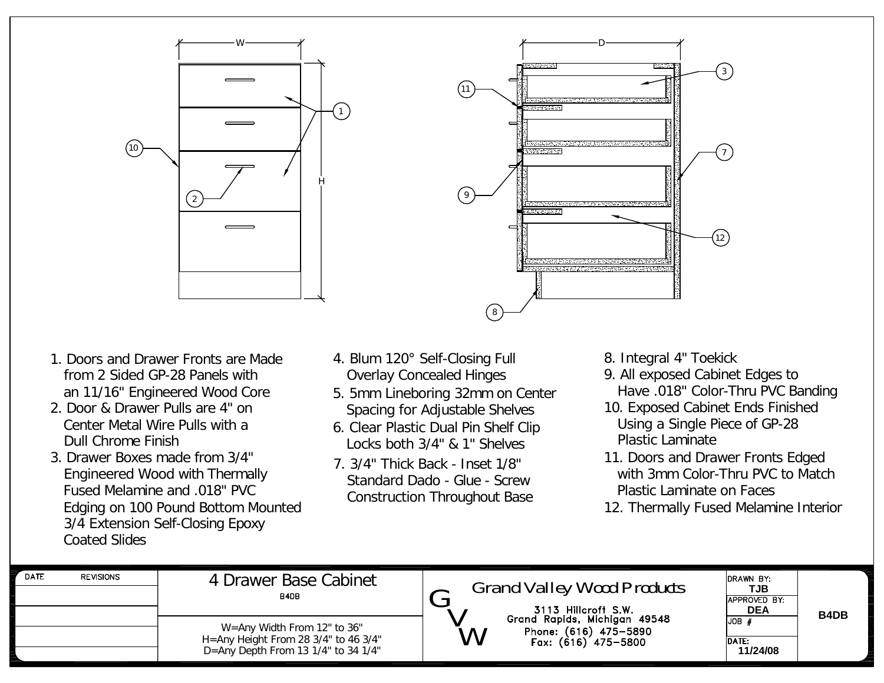1. Doors and Drawer Fronts are Made from 2 Sided GP-28 Panels with an 11/16" Engineered Wood Core
2. Door & Drawer Pulls are 4" on Center Metal Wire Pulls with a Dull Chrome Finish
3. Drawer Boxes made from 3/4" Engineered Wood with Thermally Fused Melamine and .018" PVC Edging on 100 Pound Bottom Mounted 3/4 Extension Self-Closing Epoxy Coated Slides
4. Blum 120° Self-Closing Full Overlay Concealed Hinges
5. 5mm Lineboring 32mm on Center Spacing for Adjustable Shelves
6. Clear Plastic Dual Pin Shelf Clip Locks both 3/4" & 1" Shelves
7. 3/4" Thick Back - Inset 1/8" Standard Dado - Glue - Screw Construction Throughout Base
8. Integral 4" Toekick
9. All exposed Cabinet Edges to Have .018" Color-Thru PVC Banding
10. Exposed Cabinet Ends Finished Using a Single Piece of GP-28 Plastic Laminate
11. Doors and Drawer Fronts Edged with 3mm Color-Thru PVC to Match Plastic Laminate on Faces
12. Thermally Fused Melamine Interior

| DATE | REVISIONS | 4 Drawer Base Cabinet B4DB | Grand Valley Wood Products | DRAWN BY: TJB | B4DB |
|---|---|---|---|---|---|
| | | W=Any Width From 12" to 36"<br>H=Any Height From 28 3/4" to 46 3/4"<br>D=Any Depth From 13 1/4" to 34 1/4" | GVW<br>3113 Hillcroft S.W.<br>Grand Rapids, Michigan 49548<br>Phone: (616) 475-5890<br>Fax: (616) 475-5800 | APPROVED BY: DEA<br>JOB #<br>DATE: 11/24/08 | |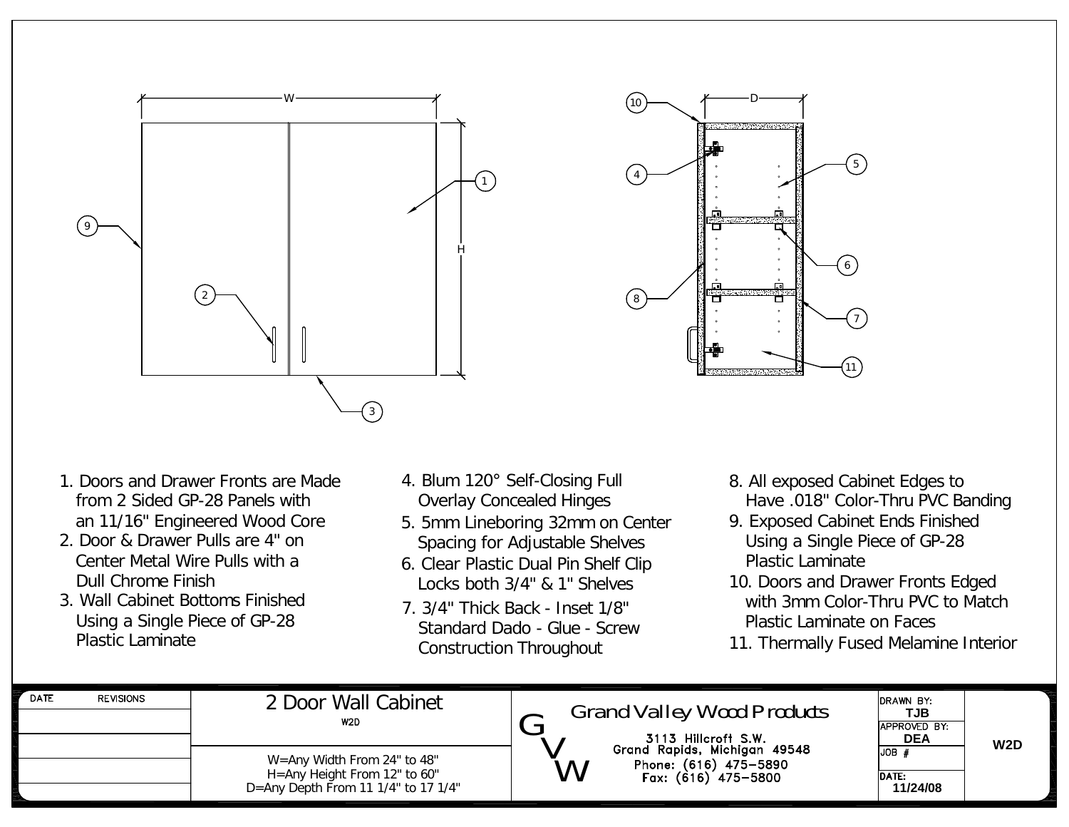W

H

D

1. Doors and Drawer Fronts are Made from 2 Sided GP-28 Panels with an 11/16" Engineered Wood Core
2. Door & Drawer Pulls are 4" on Center Metal Wire Pulls with a Dull Chrome Finish
3. Wall Cabinet Bottoms Finished Using a Single Piece of GP-28 Plastic Laminate
4. Blum 120° Self-Closing Full Overlay Concealed Hinges
5. 5mm Lineboring 32mm on Center Spacing for Adjustable Shelves
6. Clear Plastic Dual Pin Shelf Clip Locks both 3/4" & 1" Shelves
7. 3/4" Thick Back - Inset 1/8" Standard Dado - Glue - Screw Construction Throughout
8. All exposed Cabinet Edges to Have .018" Color-Thru PVC Banding
9. Exposed Cabinet Ends Finished Using a Single Piece of GP-28 Plastic Laminate
10. Doors and Drawer Fronts Edged with 3mm Color-Thru PVC to Match Plastic Laminate on Faces
11. Thermally Fused Melamine Interior

| DATE | REVISIONS | 2 Door Wall Cabinet<br>W2D | Grand Valley Wood Products | DRAWN BY: TJB | W2D |
|---|---|---|---|---|---|
| | | W=Any Width From 24" to 48"<br>H=Any Height From 12" to 60"<br>D=Any Depth From 11 1/4" to 17 1/4" | GVW<br>3113 Hillcroft S.W.<br>Grand Rapids, Michigan 49548<br>Phone: (616) 475-5890<br>Fax: (616) 475-5800 | APPROVED BY: DEA<br>JOB #<br>DATE: 11/24/08 | |